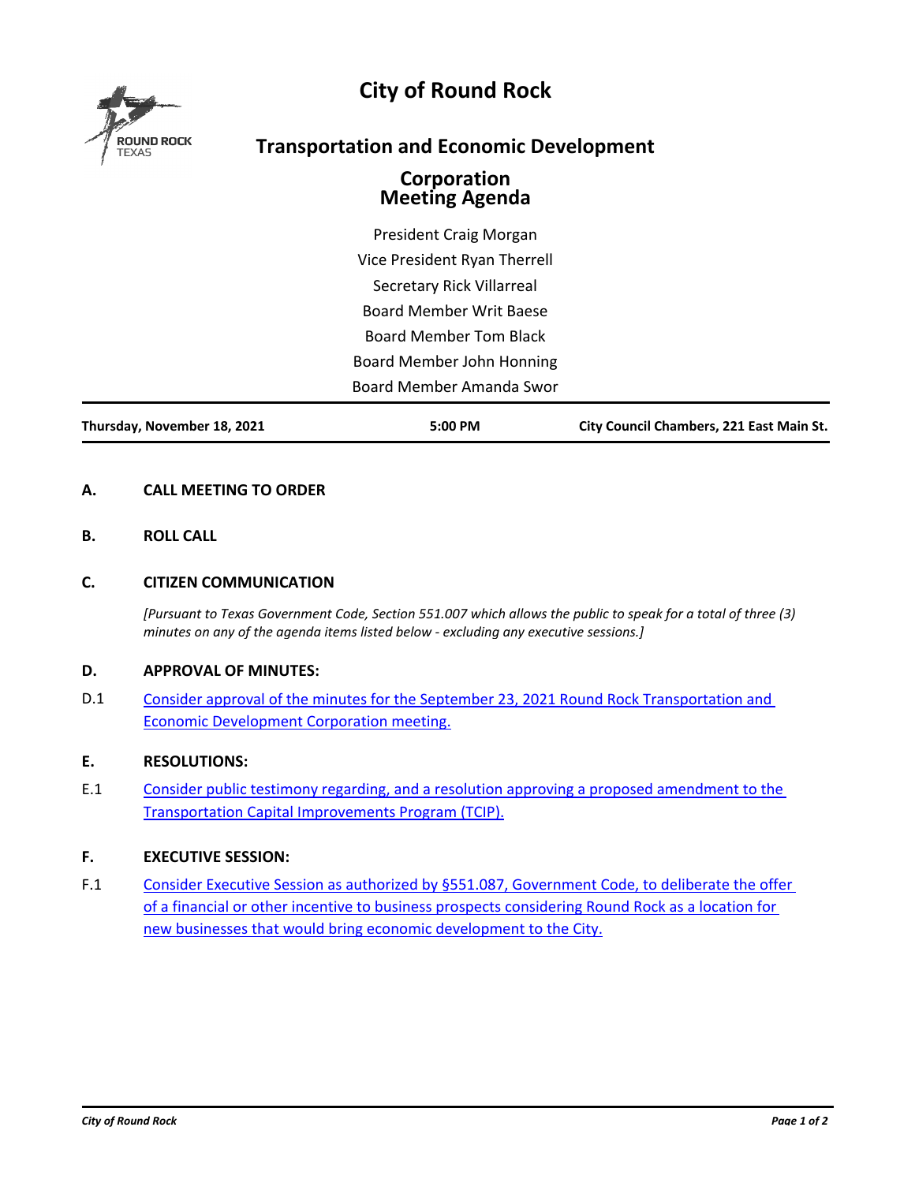# City of Round Rock

## Transportation and Economic Development Corporation Meeting Agenda

President Craig Morgan
Vice President Ryan Therrell
Secretary Rick Villarreal
Board Member Writ Baese
Board Member Tom Black
Board Member John Honning
Board Member Amanda Swor

**Thursday, November 18, 2021** | **5:00 PM** | **City Council Chambers, 221 East Main St.**

### A. CALL MEETING TO ORDER

### B. ROLL CALL

### C. CITIZEN COMMUNICATION

*[Pursuant to Texas Government Code, Section 551.007 which allows the public to speak for a total of three (3) minutes on any of the agenda items listed below - excluding any executive sessions.]*

### D. APPROVAL OF MINUTES:

D.1 Consider approval of the minutes for the September 23, 2021 Round Rock Transportation and Economic Development Corporation meeting.

### E. RESOLUTIONS:

E.1 Consider public testimony regarding, and a resolution approving a proposed amendment to the Transportation Capital Improvements Program (TCIP).

### F. EXECUTIVE SESSION:

F.1 Consider Executive Session as authorized by §551.087, Government Code, to deliberate the offer of a financial or other incentive to business prospects considering Round Rock as a location for new businesses that would bring economic development to the City.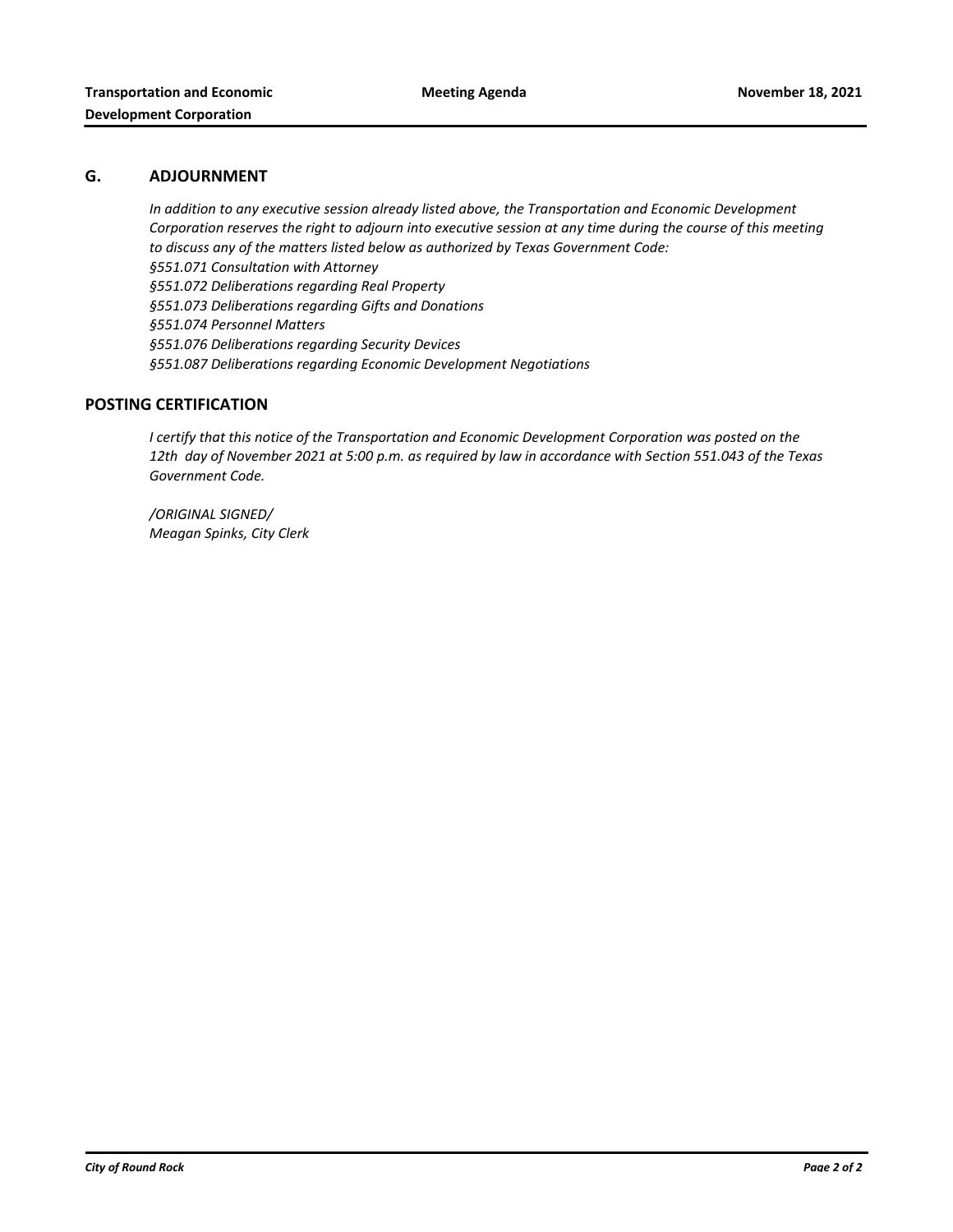## G. ADJOURNMENT

*In addition to any executive session already listed above, the Transportation and Economic Development Corporation reserves the right to adjourn into executive session at any time during the course of this meeting to discuss any of the matters listed below as authorized by Texas Government Code:*
*§551.071 Consultation with Attorney*
*§551.072 Deliberations regarding Real Property*
*§551.073 Deliberations regarding Gifts and Donations*
*§551.074 Personnel Matters*
*§551.076 Deliberations regarding Security Devices*
*§551.087 Deliberations regarding Economic Development Negotiations*

## POSTING CERTIFICATION

*I certify that this notice of the Transportation and Economic Development Corporation was posted on the 12th day of November 2021 at 5:00 p.m. as required by law in accordance with Section 551.043 of the Texas Government Code.*

*/ORIGINAL SIGNED/*
*Meagan Spinks, City Clerk*